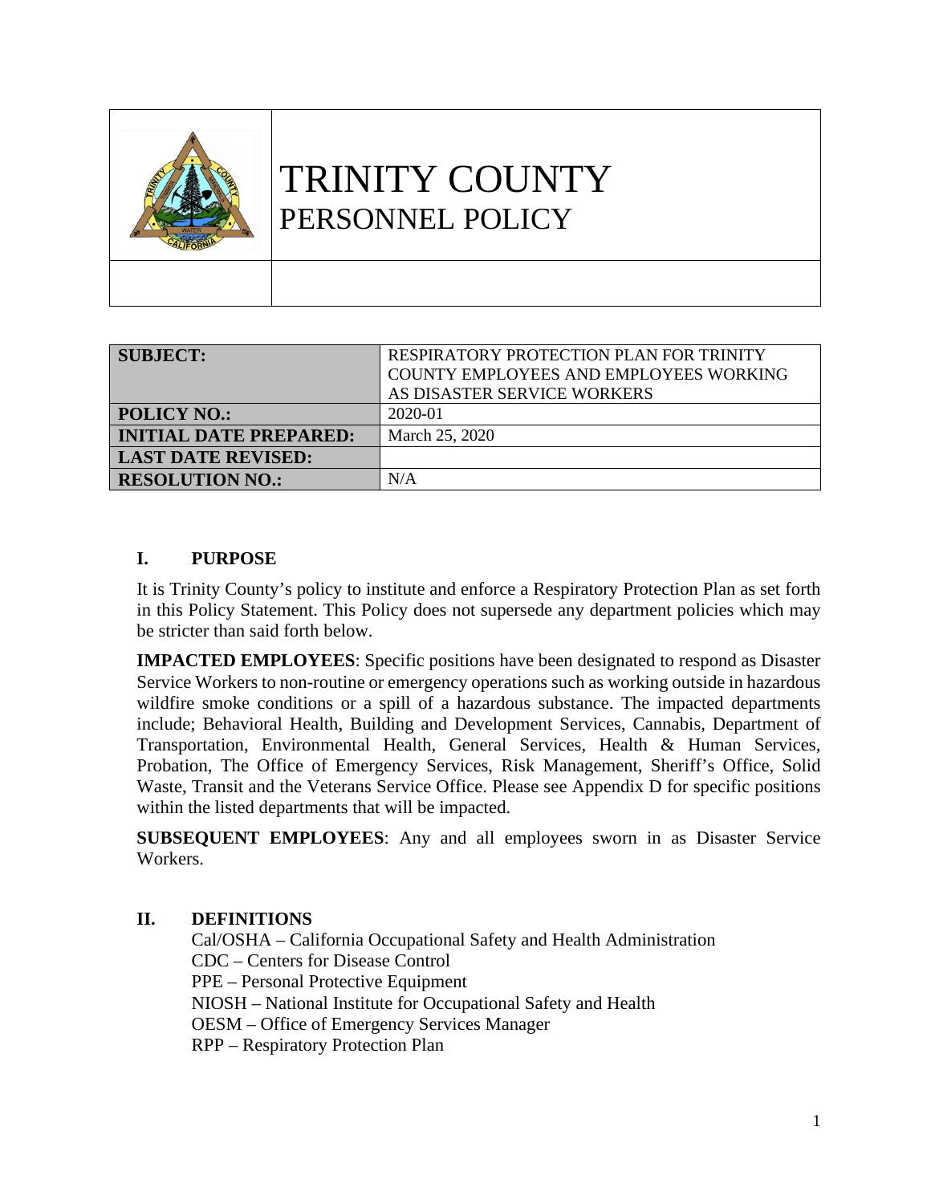# TRINITY COUNTY
## PERSONNEL POLICY

| SUBJECT: | RESPIRATORY PROTECTION PLAN FOR TRINITY COUNTY EMPLOYEES AND EMPLOYEES WORKING AS DISASTER SERVICE WORKERS |
|---|---|
| POLICY NO.: | 2020-01 |
| INITIAL DATE PREPARED: | March 25, 2020 |
| LAST DATE REVISED: | |
| RESOLUTION NO.: | N/A |

## I. PURPOSE

It is Trinity County's policy to institute and enforce a Respiratory Protection Plan as set forth in this Policy Statement. This Policy does not supersede any department policies which may be stricter than said forth below.

**IMPACTED EMPLOYEES**: Specific positions have been designated to respond as Disaster Service Workers to non-routine or emergency operations such as working outside in hazardous wildfire smoke conditions or a spill of a hazardous substance. The impacted departments include; Behavioral Health, Building and Development Services, Cannabis, Department of Transportation, Environmental Health, General Services, Health & Human Services, Probation, The Office of Emergency Services, Risk Management, Sheriff's Office, Solid Waste, Transit and the Veterans Service Office. Please see Appendix D for specific positions within the listed departments that will be impacted.

**SUBSEQUENT EMPLOYEES**: Any and all employees sworn in as Disaster Service Workers.

## II. DEFINITIONS

Cal/OSHA – California Occupational Safety and Health Administration
CDC – Centers for Disease Control
PPE – Personal Protective Equipment
NIOSH – National Institute for Occupational Safety and Health
OESM – Office of Emergency Services Manager
RPP – Respiratory Protection Plan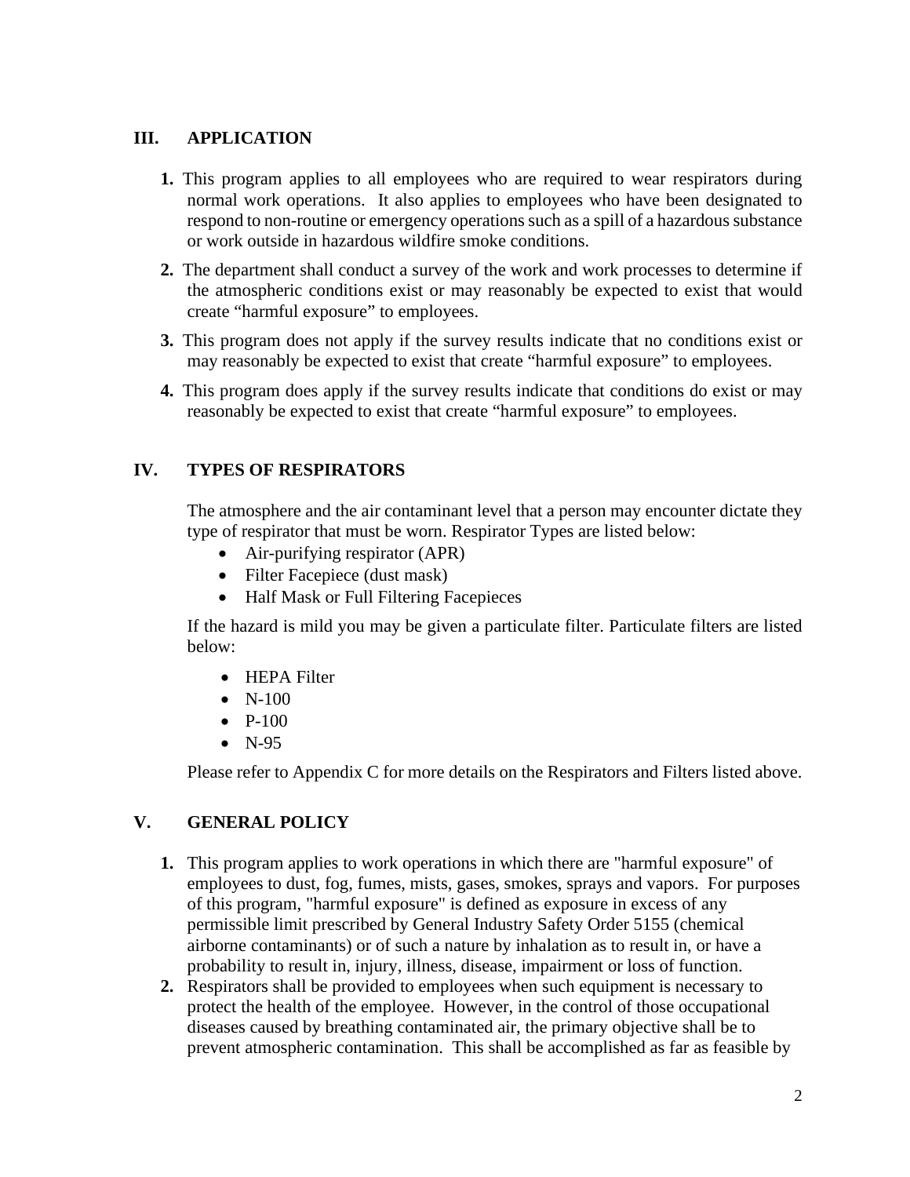## III. APPLICATION

1. This program applies to all employees who are required to wear respirators during normal work operations. It also applies to employees who have been designated to respond to non-routine or emergency operations such as a spill of a hazardous substance or work outside in hazardous wildfire smoke conditions.
2. The department shall conduct a survey of the work and work processes to determine if the atmospheric conditions exist or may reasonably be expected to exist that would create "harmful exposure" to employees.
3. This program does not apply if the survey results indicate that no conditions exist or may reasonably be expected to exist that create "harmful exposure" to employees.
4. This program does apply if the survey results indicate that conditions do exist or may reasonably be expected to exist that create "harmful exposure" to employees.

## IV. TYPES OF RESPIRATORS

The atmosphere and the air contaminant level that a person may encounter dictate they type of respirator that must be worn. Respirator Types are listed below:

- Air-purifying respirator (APR)
- Filter Facepiece (dust mask)
- Half Mask or Full Filtering Facepieces

If the hazard is mild you may be given a particulate filter. Particulate filters are listed below:

- HEPA Filter
- N-100
- P-100
- N-95

Please refer to Appendix C for more details on the Respirators and Filters listed above.

## V. GENERAL POLICY

1. This program applies to work operations in which there are "harmful exposure" of employees to dust, fog, fumes, mists, gases, smokes, sprays and vapors. For purposes of this program, "harmful exposure" is defined as exposure in excess of any permissible limit prescribed by General Industry Safety Order 5155 (chemical airborne contaminants) or of such a nature by inhalation as to result in, or have a probability to result in, injury, illness, disease, impairment or loss of function.
2. Respirators shall be provided to employees when such equipment is necessary to protect the health of the employee. However, in the control of those occupational diseases caused by breathing contaminated air, the primary objective shall be to prevent atmospheric contamination. This shall be accomplished as far as feasible by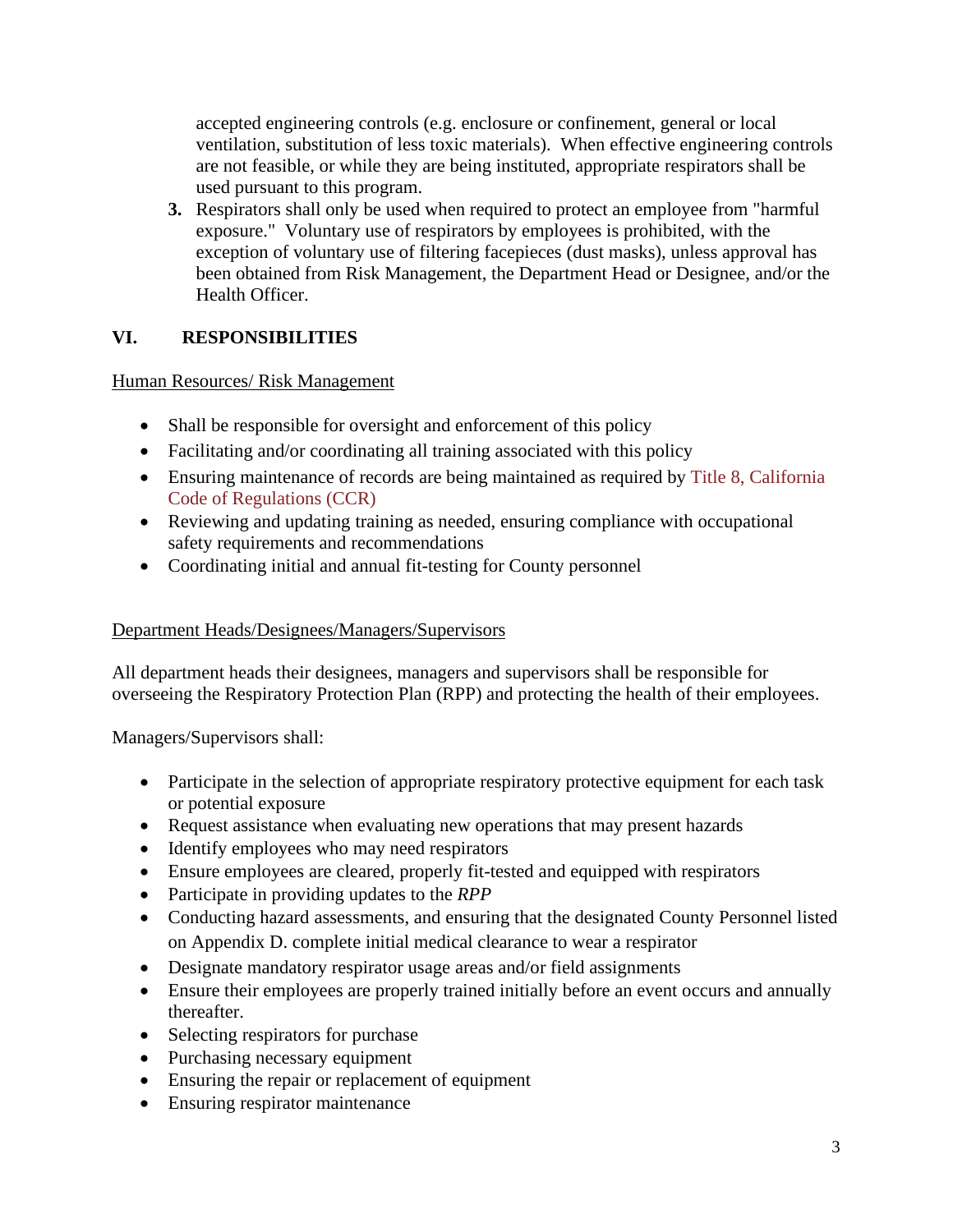accepted engineering controls (e.g. enclosure or confinement, general or local ventilation, substitution of less toxic materials). When effective engineering controls are not feasible, or while they are being instituted, appropriate respirators shall be used pursuant to this program.

3. Respirators shall only be used when required to protect an employee from "harmful exposure." Voluntary use of respirators by employees is prohibited, with the exception of voluntary use of filtering facepieces (dust masks), unless approval has been obtained from Risk Management, the Department Head or Designee, and/or the Health Officer.

## VI. RESPONSIBILITIES

Human Resources/ Risk Management

- Shall be responsible for oversight and enforcement of this policy
- Facilitating and/or coordinating all training associated with this policy
- Ensuring maintenance of records are being maintained as required by Title 8, California Code of Regulations (CCR)
- Reviewing and updating training as needed, ensuring compliance with occupational safety requirements and recommendations
- Coordinating initial and annual fit-testing for County personnel

Department Heads/Designees/Managers/Supervisors

All department heads their designees, managers and supervisors shall be responsible for overseeing the Respiratory Protection Plan (RPP) and protecting the health of their employees.

Managers/Supervisors shall:

- Participate in the selection of appropriate respiratory protective equipment for each task or potential exposure
- Request assistance when evaluating new operations that may present hazards
- Identify employees who may need respirators
- Ensure employees are cleared, properly fit-tested and equipped with respirators
- Participate in providing updates to the *RPP*
- Conducting hazard assessments, and ensuring that the designated County Personnel listed on Appendix D. complete initial medical clearance to wear a respirator
- Designate mandatory respirator usage areas and/or field assignments
- Ensure their employees are properly trained initially before an event occurs and annually thereafter.
- Selecting respirators for purchase
- Purchasing necessary equipment
- Ensuring the repair or replacement of equipment
- Ensuring respirator maintenance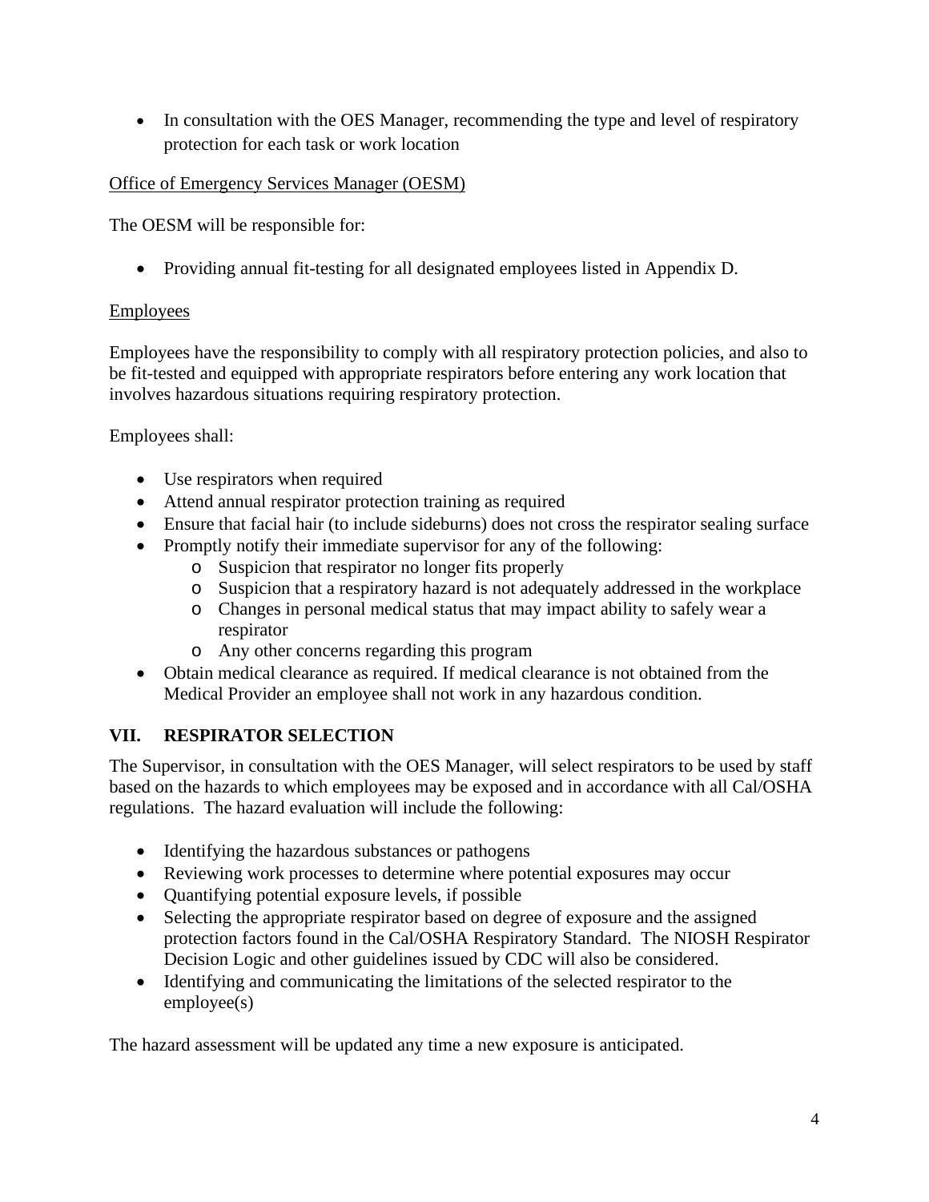- In consultation with the OES Manager, recommending the type and level of respiratory protection for each task or work location

Office of Emergency Services Manager (OESM)

The OESM will be responsible for:

- Providing annual fit-testing for all designated employees listed in Appendix D.

Employees

Employees have the responsibility to comply with all respiratory protection policies, and also to be fit-tested and equipped with appropriate respirators before entering any work location that involves hazardous situations requiring respiratory protection.

Employees shall:

- Use respirators when required
- Attend annual respirator protection training as required
- Ensure that facial hair (to include sideburns) does not cross the respirator sealing surface
- Promptly notify their immediate supervisor for any of the following:
  - Suspicion that respirator no longer fits properly
  - Suspicion that a respiratory hazard is not adequately addressed in the workplace
  - Changes in personal medical status that may impact ability to safely wear a respirator
  - Any other concerns regarding this program
- Obtain medical clearance as required. If medical clearance is not obtained from the Medical Provider an employee shall not work in any hazardous condition.

## VII. RESPIRATOR SELECTION

The Supervisor, in consultation with the OES Manager, will select respirators to be used by staff based on the hazards to which employees may be exposed and in accordance with all Cal/OSHA regulations. The hazard evaluation will include the following:

- Identifying the hazardous substances or pathogens
- Reviewing work processes to determine where potential exposures may occur
- Quantifying potential exposure levels, if possible
- Selecting the appropriate respirator based on degree of exposure and the assigned protection factors found in the Cal/OSHA Respiratory Standard. The NIOSH Respirator Decision Logic and other guidelines issued by CDC will also be considered.
- Identifying and communicating the limitations of the selected respirator to the employee(s)

The hazard assessment will be updated any time a new exposure is anticipated.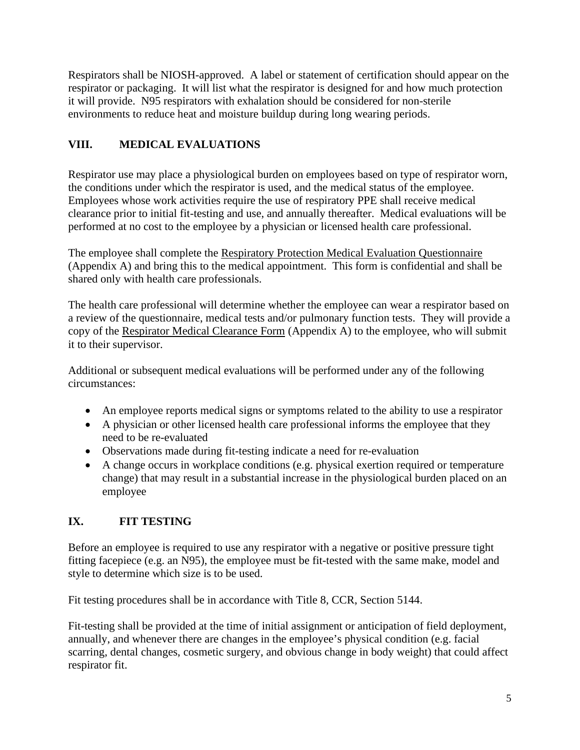Respirators shall be NIOSH-approved. A label or statement of certification should appear on the respirator or packaging. It will list what the respirator is designed for and how much protection it will provide. N95 respirators with exhalation should be considered for non-sterile environments to reduce heat and moisture buildup during long wearing periods.

## VIII. MEDICAL EVALUATIONS

Respirator use may place a physiological burden on employees based on type of respirator worn, the conditions under which the respirator is used, and the medical status of the employee. Employees whose work activities require the use of respiratory PPE shall receive medical clearance prior to initial fit-testing and use, and annually thereafter. Medical evaluations will be performed at no cost to the employee by a physician or licensed health care professional.

The employee shall complete the Respiratory Protection Medical Evaluation Questionnaire (Appendix A) and bring this to the medical appointment. This form is confidential and shall be shared only with health care professionals.

The health care professional will determine whether the employee can wear a respirator based on a review of the questionnaire, medical tests and/or pulmonary function tests. They will provide a copy of the Respirator Medical Clearance Form (Appendix A) to the employee, who will submit it to their supervisor.

Additional or subsequent medical evaluations will be performed under any of the following circumstances:

- An employee reports medical signs or symptoms related to the ability to use a respirator
- A physician or other licensed health care professional informs the employee that they need to be re-evaluated
- Observations made during fit-testing indicate a need for re-evaluation
- A change occurs in workplace conditions (e.g. physical exertion required or temperature change) that may result in a substantial increase in the physiological burden placed on an employee

## IX. FIT TESTING

Before an employee is required to use any respirator with a negative or positive pressure tight fitting facepiece (e.g. an N95), the employee must be fit-tested with the same make, model and style to determine which size is to be used.

Fit testing procedures shall be in accordance with Title 8, CCR, Section 5144.

Fit-testing shall be provided at the time of initial assignment or anticipation of field deployment, annually, and whenever there are changes in the employee's physical condition (e.g. facial scarring, dental changes, cosmetic surgery, and obvious change in body weight) that could affect respirator fit.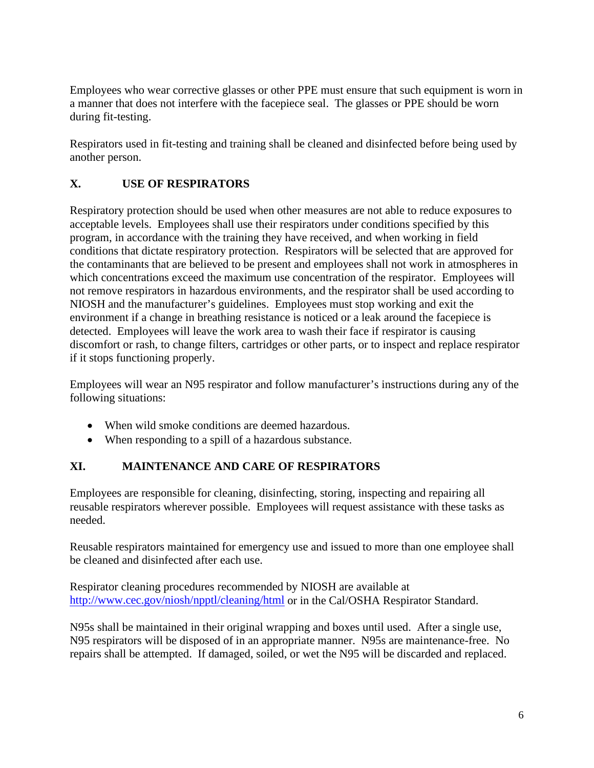Employees who wear corrective glasses or other PPE must ensure that such equipment is worn in a manner that does not interfere with the facepiece seal. The glasses or PPE should be worn during fit-testing.

Respirators used in fit-testing and training shall be cleaned and disinfected before being used by another person.

## X. USE OF RESPIRATORS

Respiratory protection should be used when other measures are not able to reduce exposures to acceptable levels. Employees shall use their respirators under conditions specified by this program, in accordance with the training they have received, and when working in field conditions that dictate respiratory protection. Respirators will be selected that are approved for the contaminants that are believed to be present and employees shall not work in atmospheres in which concentrations exceed the maximum use concentration of the respirator. Employees will not remove respirators in hazardous environments, and the respirator shall be used according to NIOSH and the manufacturer's guidelines. Employees must stop working and exit the environment if a change in breathing resistance is noticed or a leak around the facepiece is detected. Employees will leave the work area to wash their face if respirator is causing discomfort or rash, to change filters, cartridges or other parts, or to inspect and replace respirator if it stops functioning properly.

Employees will wear an N95 respirator and follow manufacturer's instructions during any of the following situations:

- When wild smoke conditions are deemed hazardous.
- When responding to a spill of a hazardous substance.

## XI. MAINTENANCE AND CARE OF RESPIRATORS

Employees are responsible for cleaning, disinfecting, storing, inspecting and repairing all reusable respirators wherever possible. Employees will request assistance with these tasks as needed.

Reusable respirators maintained for emergency use and issued to more than one employee shall be cleaned and disinfected after each use.

Respirator cleaning procedures recommended by NIOSH are available at http://www.cec.gov/niosh/npptl/cleaning/html or in the Cal/OSHA Respirator Standard.

N95s shall be maintained in their original wrapping and boxes until used. After a single use, N95 respirators will be disposed of in an appropriate manner. N95s are maintenance-free. No repairs shall be attempted. If damaged, soiled, or wet the N95 will be discarded and replaced.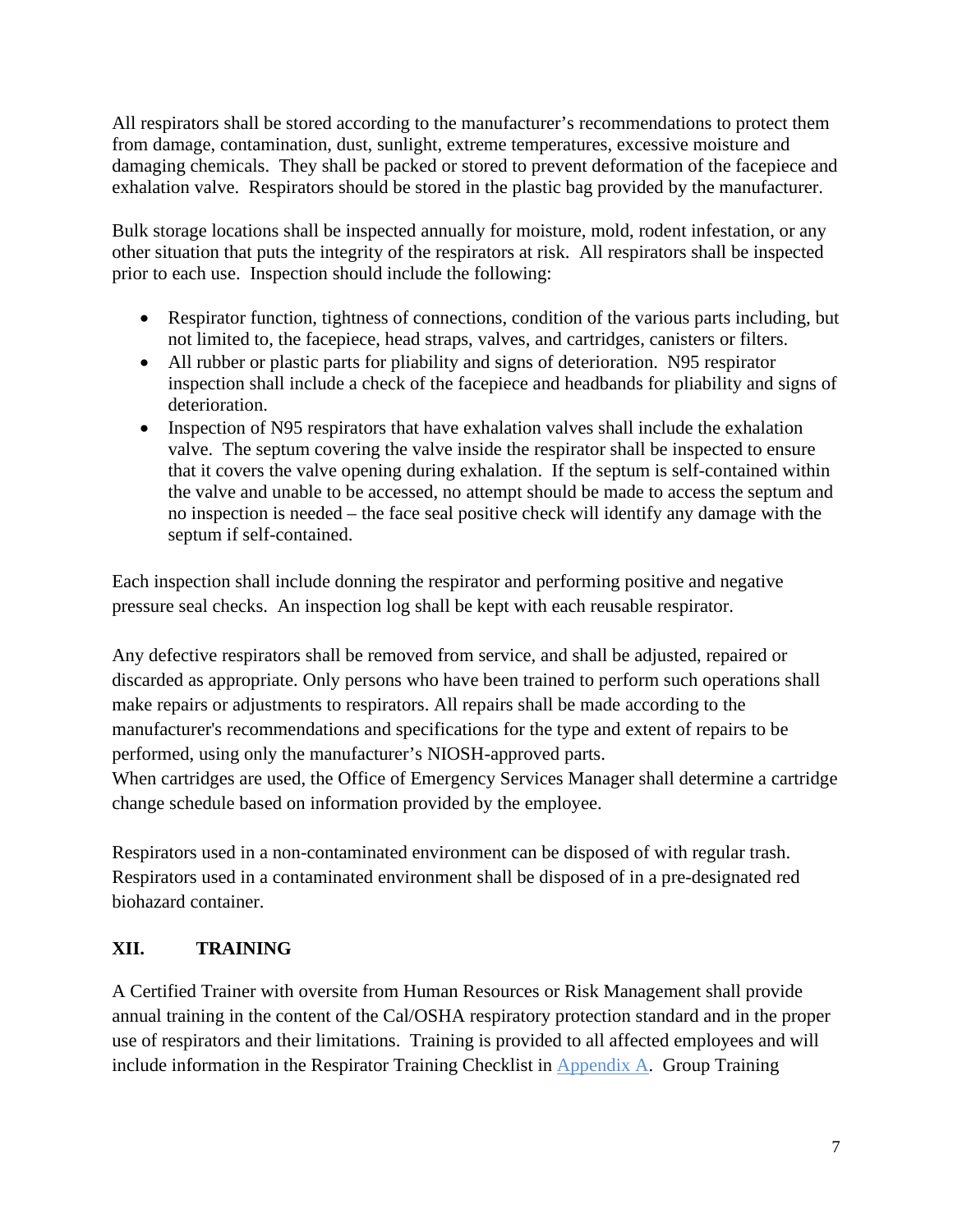All respirators shall be stored according to the manufacturer's recommendations to protect them from damage, contamination, dust, sunlight, extreme temperatures, excessive moisture and damaging chemicals. They shall be packed or stored to prevent deformation of the facepiece and exhalation valve. Respirators should be stored in the plastic bag provided by the manufacturer.

Bulk storage locations shall be inspected annually for moisture, mold, rodent infestation, or any other situation that puts the integrity of the respirators at risk. All respirators shall be inspected prior to each use. Inspection should include the following:

- Respirator function, tightness of connections, condition of the various parts including, but not limited to, the facepiece, head straps, valves, and cartridges, canisters or filters.
- All rubber or plastic parts for pliability and signs of deterioration. N95 respirator inspection shall include a check of the facepiece and headbands for pliability and signs of deterioration.
- Inspection of N95 respirators that have exhalation valves shall include the exhalation valve. The septum covering the valve inside the respirator shall be inspected to ensure that it covers the valve opening during exhalation. If the septum is self-contained within the valve and unable to be accessed, no attempt should be made to access the septum and no inspection is needed – the face seal positive check will identify any damage with the septum if self-contained.

Each inspection shall include donning the respirator and performing positive and negative pressure seal checks. An inspection log shall be kept with each reusable respirator.

Any defective respirators shall be removed from service, and shall be adjusted, repaired or discarded as appropriate. Only persons who have been trained to perform such operations shall make repairs or adjustments to respirators. All repairs shall be made according to the manufacturer's recommendations and specifications for the type and extent of repairs to be performed, using only the manufacturer's NIOSH-approved parts.
When cartridges are used, the Office of Emergency Services Manager shall determine a cartridge change schedule based on information provided by the employee.

Respirators used in a non-contaminated environment can be disposed of with regular trash. Respirators used in a contaminated environment shall be disposed of in a pre-designated red biohazard container.

## XII. TRAINING

A Certified Trainer with oversite from Human Resources or Risk Management shall provide annual training in the content of the Cal/OSHA respiratory protection standard and in the proper use of respirators and their limitations. Training is provided to all affected employees and will include information in the Respirator Training Checklist in Appendix A. Group Training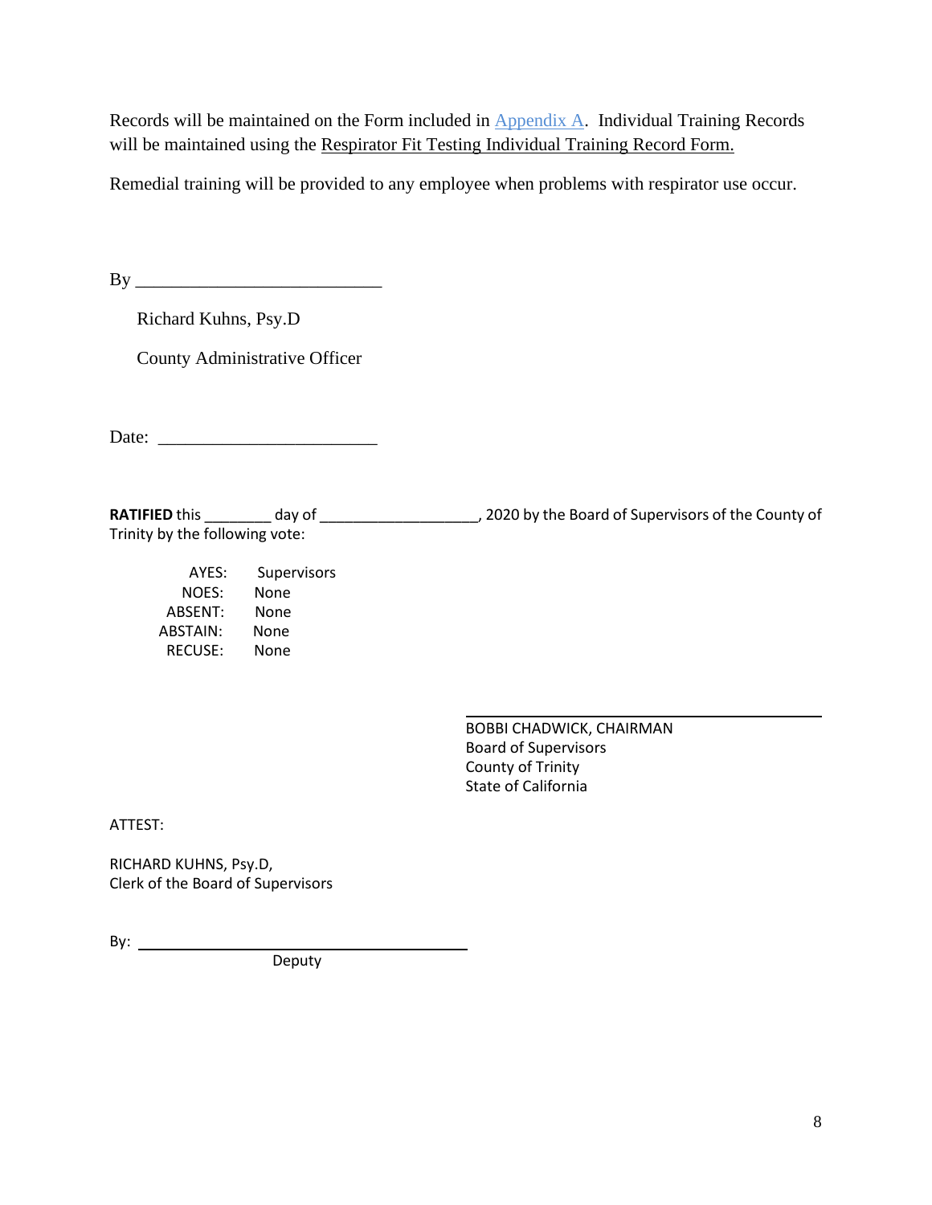Records will be maintained on the Form included in Appendix A. Individual Training Records will be maintained using the Respirator Fit Testing Individual Training Record Form.

Remedial training will be provided to any employee when problems with respirator use occur.

By ___________________________

Richard Kuhns, Psy.D

County Administrative Officer

Date: ________________________

**RATIFIED** this ________ day of ___________________, 2020 by the Board of Supervisors of the County of Trinity by the following vote:

| | |
|---|---|
| AYES: | Supervisors |
| NOES: | None |
| ABSENT: | None |
| ABSTAIN: | None |
| RECUSE: | None |

_________________________________________

BOBBI CHADWICK, CHAIRMAN
Board of Supervisors
County of Trinity
State of California

ATTEST:

RICHARD KUHNS, Psy.D,
Clerk of the Board of Supervisors

By: ____________________________________
Deputy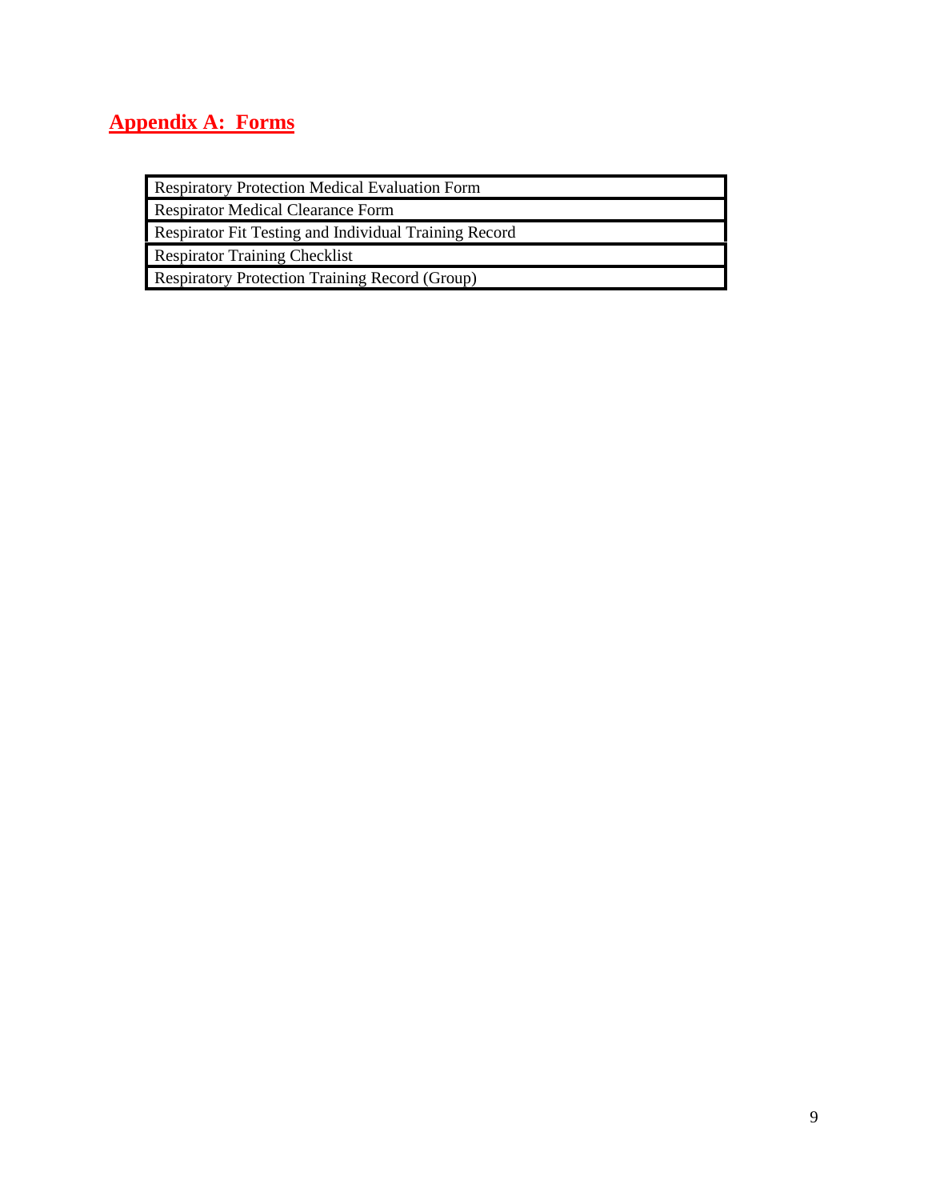## Appendix A:  Forms

| Respiratory Protection Medical Evaluation Form |
|---|
| Respirator Medical Clearance Form |
| Respirator Fit Testing and Individual Training Record |
| Respirator Training Checklist |
| Respiratory Protection Training Record (Group) |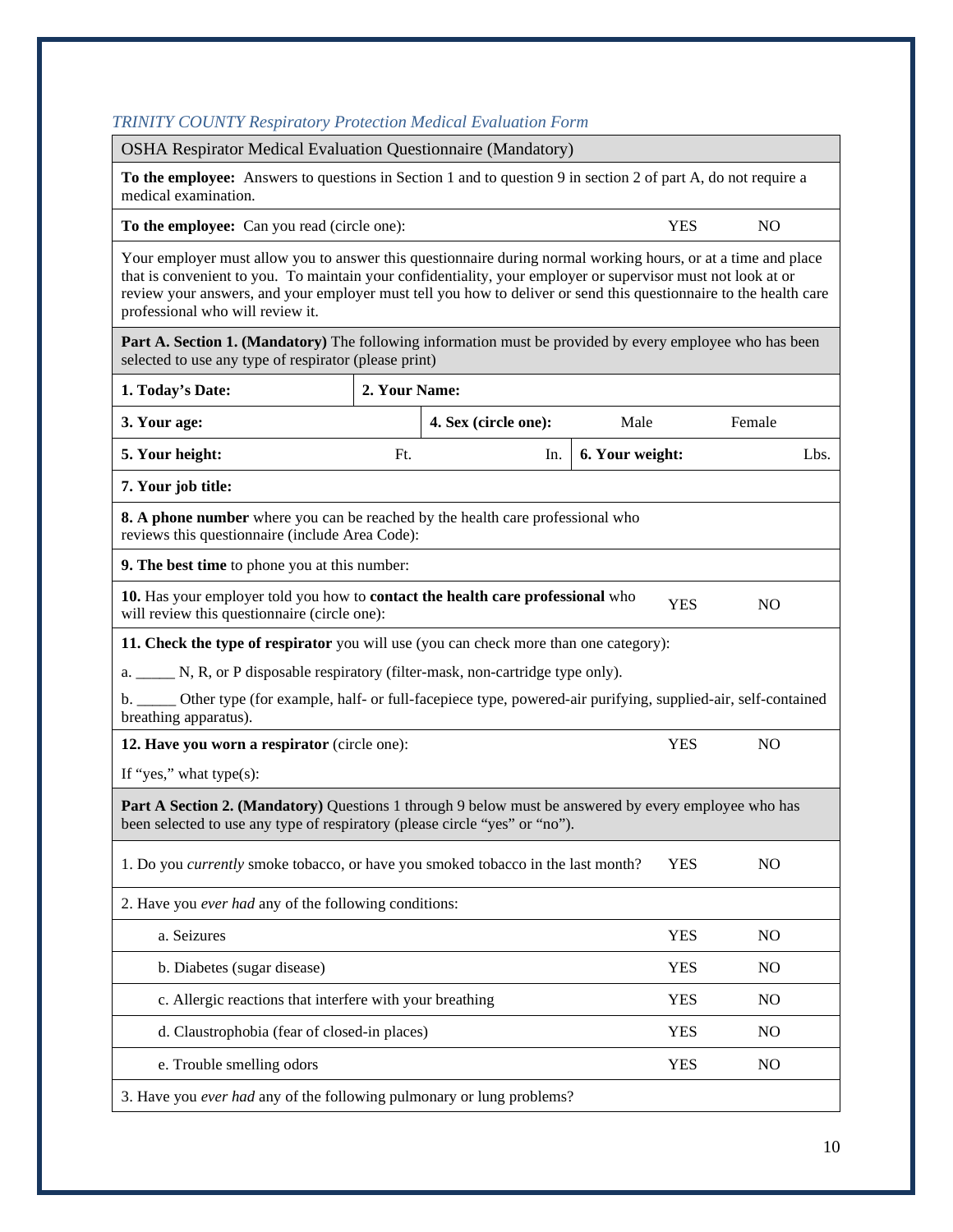*TRINITY COUNTY Respiratory Protection Medical Evaluation Form*

| OSHA Respirator Medical Evaluation Questionnaire (Mandatory) | | | |
|---|---|---|---|
| **To the employee:** Answers to questions in Section 1 and to question 9 in section 2 of part A, do not require a medical examination. | | | |
| **To the employee:** Can you read (circle one): | | YES | NO |
| Your employer must allow you to answer this questionnaire during normal working hours, or at a time and place that is convenient to you. To maintain your confidentiality, your employer or supervisor must not look at or review your answers, and your employer must tell you how to deliver or send this questionnaire to the health care professional who will review it. | | | |
| **Part A. Section 1. (Mandatory)** The following information must be provided by every employee who has been selected to use any type of respirator (please print) | | | |
| **1. Today's Date:** | **2. Your Name:** | | |
| **3. Your age:** | **4. Sex (circle one):** | Male | Female |
| **5. Your height:** Ft. In. | **6. Your weight:** Lbs. | | |
| **7. Your job title:** | | | |
| **8. A phone number** where you can be reached by the health care professional who reviews this questionnaire (include Area Code): | | | |
| **9. The best time** to phone you at this number: | | | |
| **10.** Has your employer told you how to **contact the health care professional** who will review this questionnaire (circle one): | | YES | NO |
| **11. Check the type of respirator** you will use (you can check more than one category): | | | |
| a. _____ N, R, or P disposable respiratory (filter-mask, non-cartridge type only). | | | |
| b. _____ Other type (for example, half- or full-facepiece type, powered-air purifying, supplied-air, self-contained breathing apparatus). | | | |
| **12. Have you worn a respirator** (circle one): | | YES | NO |
| If "yes," what type(s): | | | |
| **Part A Section 2. (Mandatory)** Questions 1 through 9 below must be answered by every employee who has been selected to use any type of respiratory (please circle "yes" or "no"). | | | |
| 1. Do you *currently* smoke tobacco, or have you smoked tobacco in the last month? | | YES | NO |
| 2. Have you *ever had* any of the following conditions: | | | |
| a. Seizures | | YES | NO |
| b. Diabetes (sugar disease) | | YES | NO |
| c. Allergic reactions that interfere with your breathing | | YES | NO |
| d. Claustrophobia (fear of closed-in places) | | YES | NO |
| e. Trouble smelling odors | | YES | NO |
| 3. Have you *ever had* any of the following pulmonary or lung problems? | | | |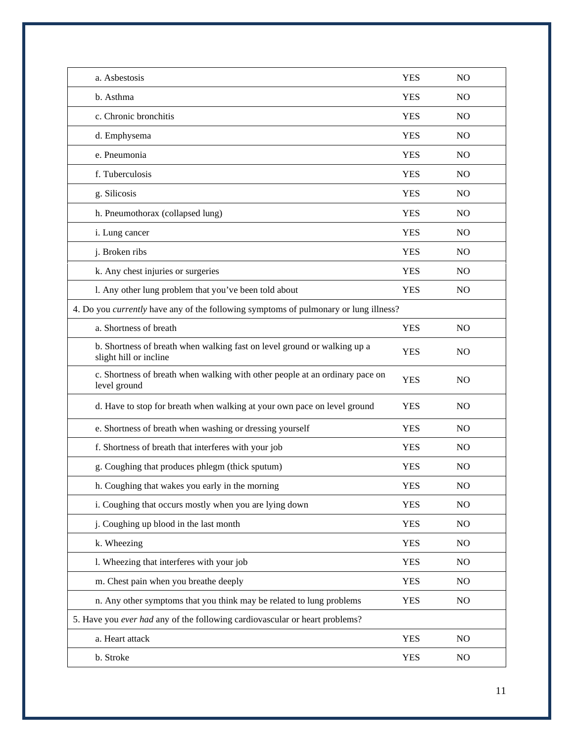| | | |
|---|---|---|
| a. Asbestosis | YES | NO |
| b. Asthma | YES | NO |
| c. Chronic bronchitis | YES | NO |
| d. Emphysema | YES | NO |
| e. Pneumonia | YES | NO |
| f. Tuberculosis | YES | NO |
| g. Silicosis | YES | NO |
| h. Pneumothorax (collapsed lung) | YES | NO |
| i. Lung cancer | YES | NO |
| j. Broken ribs | YES | NO |
| k. Any chest injuries or surgeries | YES | NO |
| l. Any other lung problem that you've been told about | YES | NO |
| 4. Do you *currently* have any of the following symptoms of pulmonary or lung illness? | | |
| a. Shortness of breath | YES | NO |
| b. Shortness of breath when walking fast on level ground or walking up a slight hill or incline | YES | NO |
| c. Shortness of breath when walking with other people at an ordinary pace on level ground | YES | NO |
| d. Have to stop for breath when walking at your own pace on level ground | YES | NO |
| e. Shortness of breath when washing or dressing yourself | YES | NO |
| f. Shortness of breath that interferes with your job | YES | NO |
| g. Coughing that produces phlegm (thick sputum) | YES | NO |
| h. Coughing that wakes you early in the morning | YES | NO |
| i. Coughing that occurs mostly when you are lying down | YES | NO |
| j. Coughing up blood in the last month | YES | NO |
| k. Wheezing | YES | NO |
| l. Wheezing that interferes with your job | YES | NO |
| m. Chest pain when you breathe deeply | YES | NO |
| n. Any other symptoms that you think may be related to lung problems | YES | NO |
| 5. Have you *ever had* any of the following cardiovascular or heart problems? | | |
| a. Heart attack | YES | NO |
| b. Stroke | YES | NO |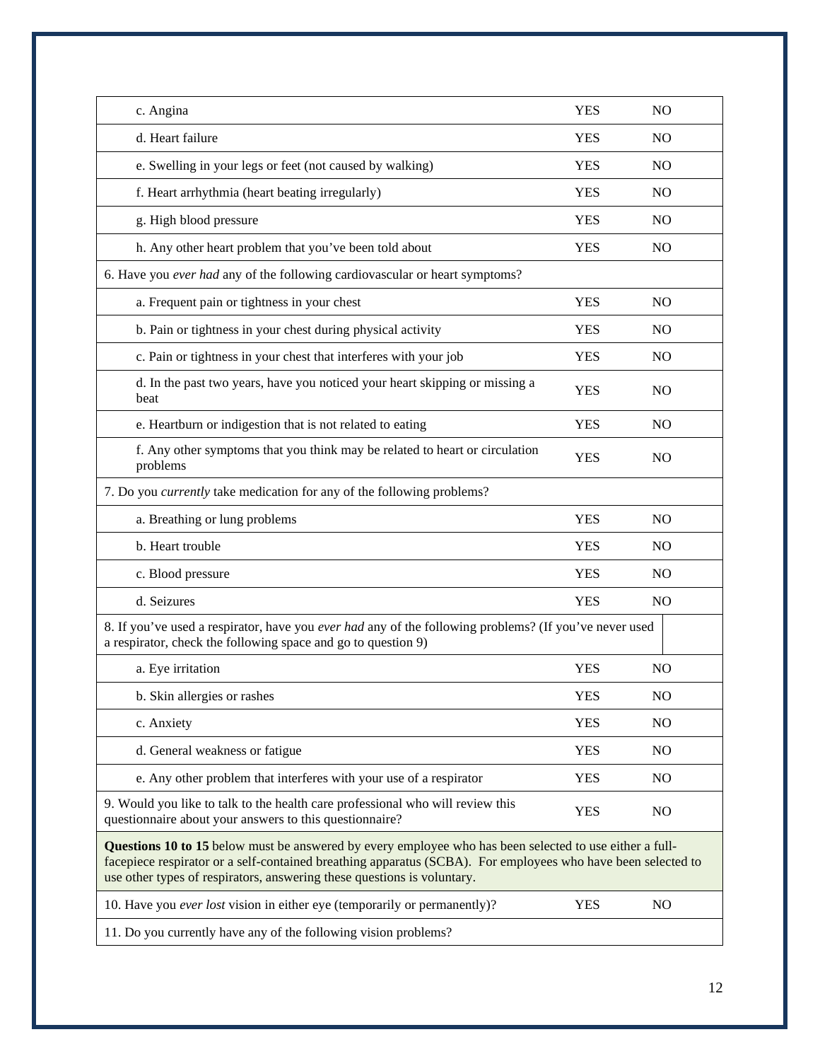| | | |
|---|---|---|
| c. Angina | YES | NO |
| d. Heart failure | YES | NO |
| e. Swelling in your legs or feet (not caused by walking) | YES | NO |
| f. Heart arrhythmia (heart beating irregularly) | YES | NO |
| g. High blood pressure | YES | NO |
| h. Any other heart problem that you've been told about | YES | NO |
| 6. Have you *ever had* any of the following cardiovascular or heart symptoms? | | |
| a. Frequent pain or tightness in your chest | YES | NO |
| b. Pain or tightness in your chest during physical activity | YES | NO |
| c. Pain or tightness in your chest that interferes with your job | YES | NO |
| d. In the past two years, have you noticed your heart skipping or missing a beat | YES | NO |
| e. Heartburn or indigestion that is not related to eating | YES | NO |
| f. Any other symptoms that you think may be related to heart or circulation problems | YES | NO |
| 7. Do you *currently* take medication for any of the following problems? | | |
| a. Breathing or lung problems | YES | NO |
| b. Heart trouble | YES | NO |
| c. Blood pressure | YES | NO |
| d. Seizures | YES | NO |
| 8. If you've used a respirator, have you *ever had* any of the following problems? (If you've never used a respirator, check the following space and go to question 9) | | |
| a. Eye irritation | YES | NO |
| b. Skin allergies or rashes | YES | NO |
| c. Anxiety | YES | NO |
| d. General weakness or fatigue | YES | NO |
| e. Any other problem that interferes with your use of a respirator | YES | NO |
| 9. Would you like to talk to the health care professional who will review this questionnaire about your answers to this questionnaire? | YES | NO |
| **Questions 10 to 15** below must be answered by every employee who has been selected to use either a full-facepiece respirator or a self-contained breathing apparatus (SCBA). For employees who have been selected to use other types of respirators, answering these questions is voluntary. | | |
| 10. Have you *ever lost* vision in either eye (temporarily or permanently)? | YES | NO |
| 11. Do you currently have any of the following vision problems? | | |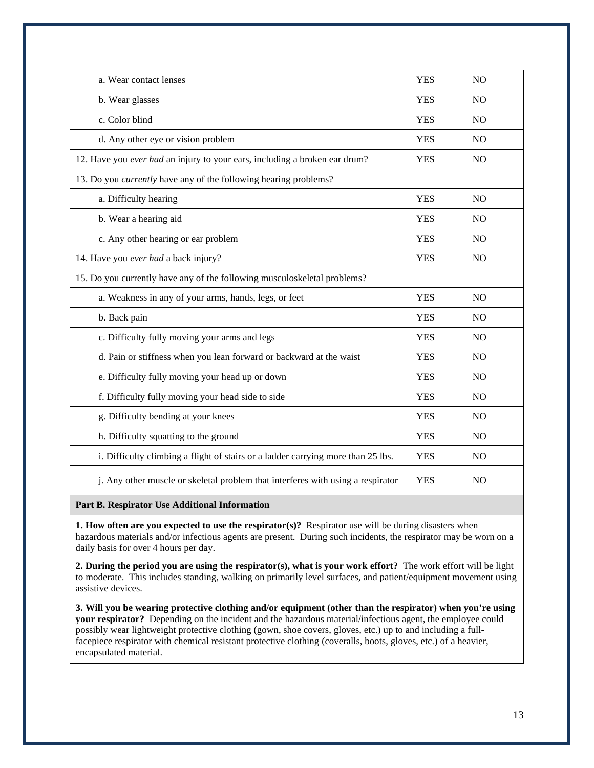| | | |
|---|---|---|
| a. Wear contact lenses | YES | NO |
| b. Wear glasses | YES | NO |
| c. Color blind | YES | NO |
| d. Any other eye or vision problem | YES | NO |
| 12. Have you *ever had* an injury to your ears, including a broken ear drum? | YES | NO |
| 13. Do you *currently* have any of the following hearing problems? | | |
| a. Difficulty hearing | YES | NO |
| b. Wear a hearing aid | YES | NO |
| c. Any other hearing or ear problem | YES | NO |
| 14. Have you *ever had* a back injury? | YES | NO |
| 15. Do you currently have any of the following musculoskeletal problems? | | |
| a. Weakness in any of your arms, hands, legs, or feet | YES | NO |
| b. Back pain | YES | NO |
| c. Difficulty fully moving your arms and legs | YES | NO |
| d. Pain or stiffness when you lean forward or backward at the waist | YES | NO |
| e. Difficulty fully moving your head up or down | YES | NO |
| f. Difficulty fully moving your head side to side | YES | NO |
| g. Difficulty bending at your knees | YES | NO |
| h. Difficulty squatting to the ground | YES | NO |
| i. Difficulty climbing a flight of stairs or a ladder carrying more than 25 lbs. | YES | NO |
| j. Any other muscle or skeletal problem that interferes with using a respirator | YES | NO |

**Part B. Respirator Use Additional Information**

**1. How often are you expected to use the respirator(s)?** Respirator use will be during disasters when hazardous materials and/or infectious agents are present. During such incidents, the respirator may be worn on a daily basis for over 4 hours per day.

**2. During the period you are using the respirator(s), what is your work effort?** The work effort will be light to moderate. This includes standing, walking on primarily level surfaces, and patient/equipment movement using assistive devices.

**3. Will you be wearing protective clothing and/or equipment (other than the respirator) when you're using your respirator?** Depending on the incident and the hazardous material/infectious agent, the employee could possibly wear lightweight protective clothing (gown, shoe covers, gloves, etc.) up to and including a full-facepiece respirator with chemical resistant protective clothing (coveralls, boots, gloves, etc.) of a heavier, encapsulated material.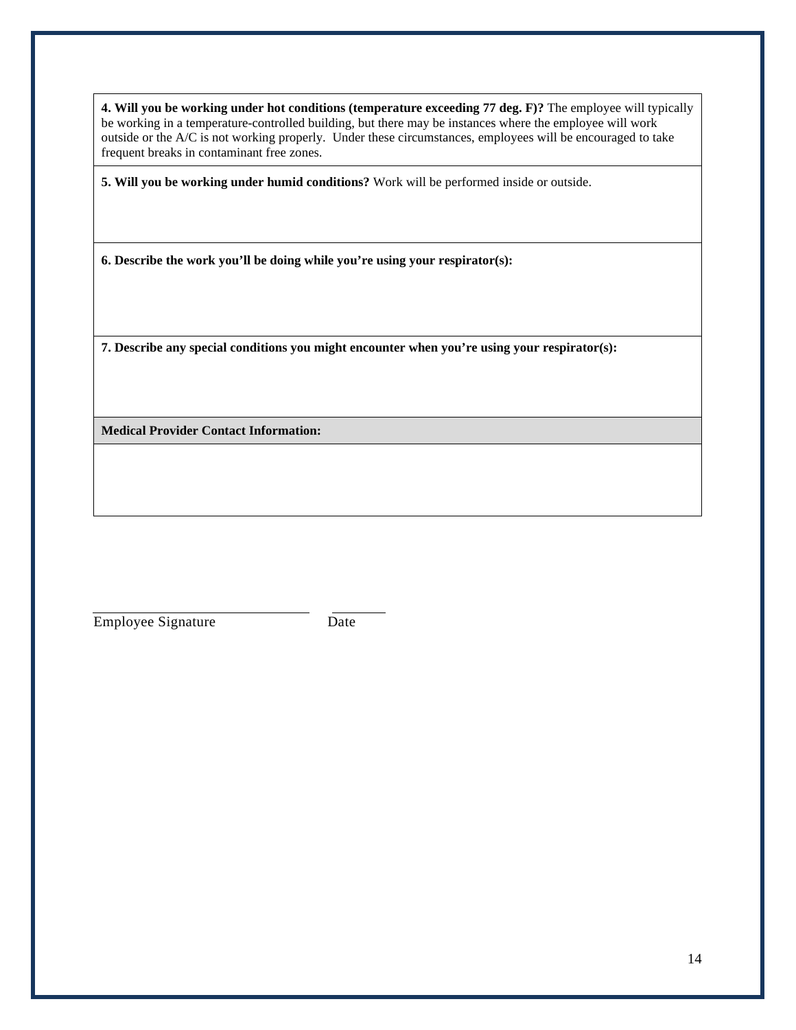**4. Will you be working under hot conditions (temperature exceeding 77 deg. F)?** The employee will typically be working in a temperature-controlled building, but there may be instances where the employee will work outside or the A/C is not working properly. Under these circumstances, employees will be encouraged to take frequent breaks in contaminant free zones.

**5. Will you be working under humid conditions?** Work will be performed inside or outside.

**6. Describe the work you'll be doing while you're using your respirator(s):**

**7. Describe any special conditions you might encounter when you're using your respirator(s):**

**Medical Provider Contact Information:**

______________________________ __________

Employee Signature Date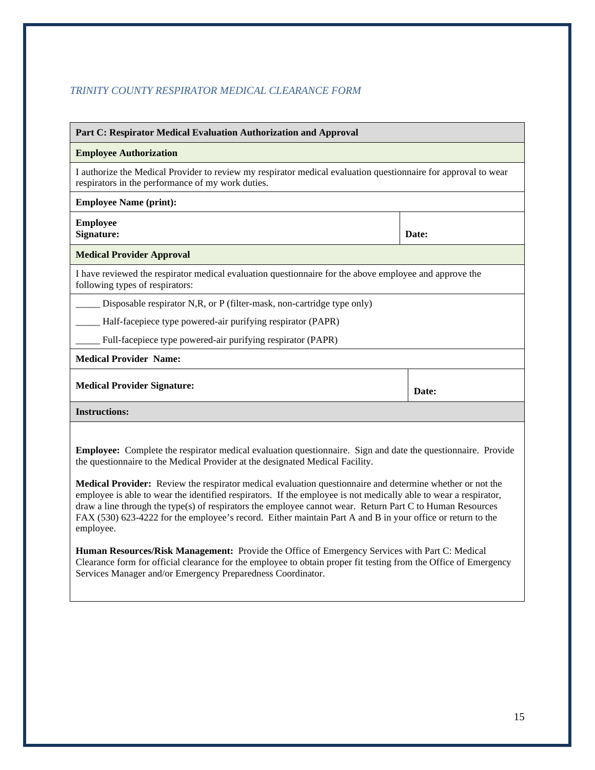*TRINITY COUNTY RESPIRATOR MEDICAL CLEARANCE FORM*

| **Part C: Respirator Medical Evaluation Authorization and Approval** | |
|---|---|
| **Employee Authorization** | |
| I authorize the Medical Provider to review my respirator medical evaluation questionnaire for approval to wear respirators in the performance of my work duties. | |
| **Employee Name (print):** | |
| **Employee Signature:** | **Date:** |
| **Medical Provider Approval** | |
| I have reviewed the respirator medical evaluation questionnaire for the above employee and approve the following types of respirators: | |
| _____ Disposable respirator N,R, or P (filter-mask, non-cartridge type only)<br>_____ Half-facepiece type powered-air purifying respirator (PAPR)<br>_____ Full-facepiece type powered-air purifying respirator (PAPR) | |
| **Medical Provider Name:** | |
| **Medical Provider Signature:** | **Date:** |
| **Instructions:** | |

**Employee:** Complete the respirator medical evaluation questionnaire. Sign and date the questionnaire. Provide the questionnaire to the Medical Provider at the designated Medical Facility.

**Medical Provider:** Review the respirator medical evaluation questionnaire and determine whether or not the employee is able to wear the identified respirators. If the employee is not medically able to wear a respirator, draw a line through the type(s) of respirators the employee cannot wear. Return Part C to Human Resources FAX (530) 623-4222 for the employee's record. Either maintain Part A and B in your office or return to the employee.

**Human Resources/Risk Management:** Provide the Office of Emergency Services with Part C: Medical Clearance form for official clearance for the employee to obtain proper fit testing from the Office of Emergency Services Manager and/or Emergency Preparedness Coordinator.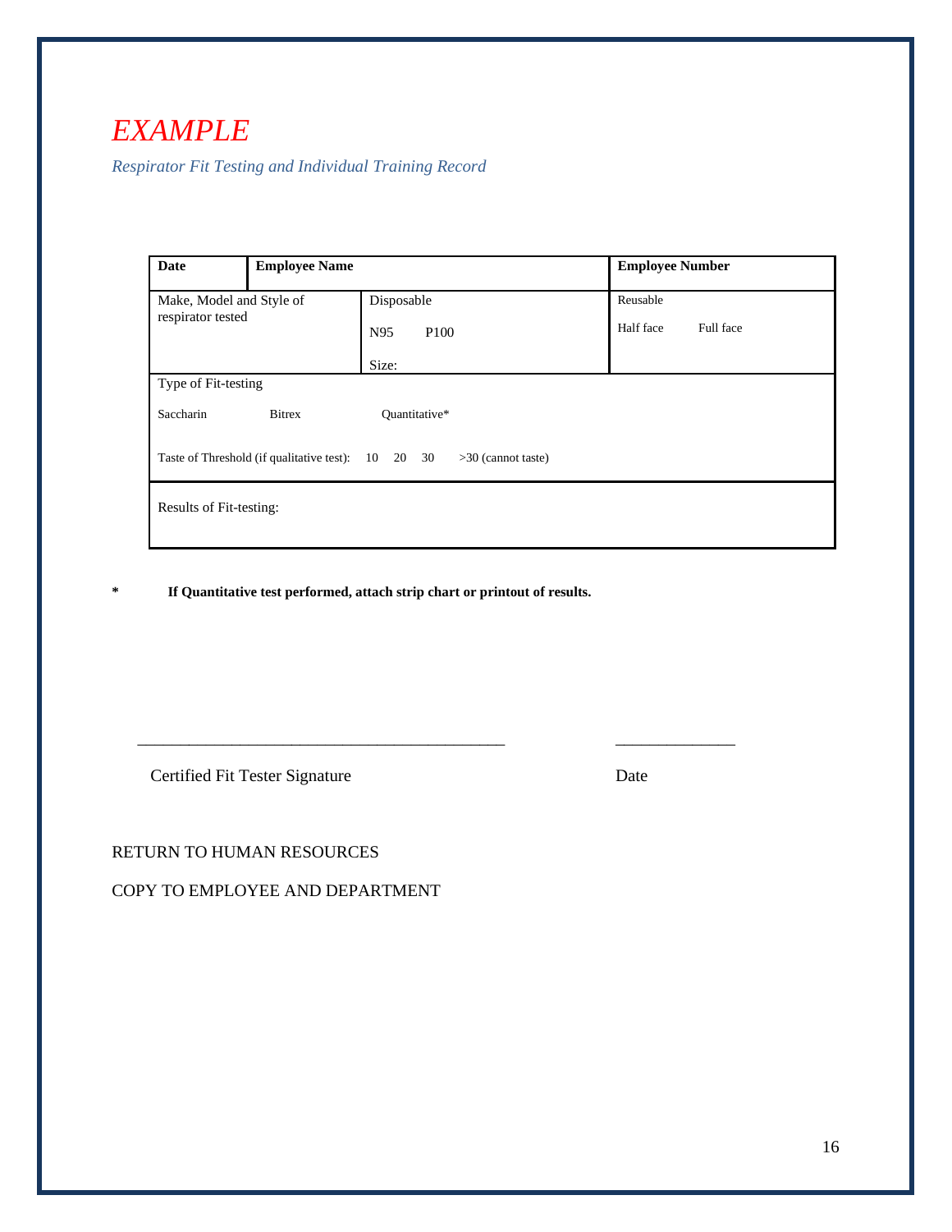# *EXAMPLE*

*Respirator Fit Testing and Individual Training Record*

| **Date** | **Employee Name** | | **Employee Number** |
|---|---|---|---|
| Make, Model and Style of respirator tested | | Disposable<br><br>N95 P100<br><br>Size: | Reusable<br><br>Half face Full face |
| Type of Fit-testing<br><br>Saccharin Bitrex Quantitative*<br><br>Taste of Threshold (if qualitative test): 10 20 30 >30 (cannot taste) | | | |
| Results of Fit-testing: | | | |

\* **If Quantitative test performed, attach strip chart or printout of results.**

\_\_\_\_\_\_\_\_\_\_\_\_\_\_\_\_\_\_\_\_\_\_\_\_\_\_\_\_\_\_\_\_\_\_\_\_\_\_\_\_\_\_\_\_ \_\_\_\_\_\_\_\_\_\_\_\_\_\_

Certified Fit Tester Signature Date

RETURN TO HUMAN RESOURCES

COPY TO EMPLOYEE AND DEPARTMENT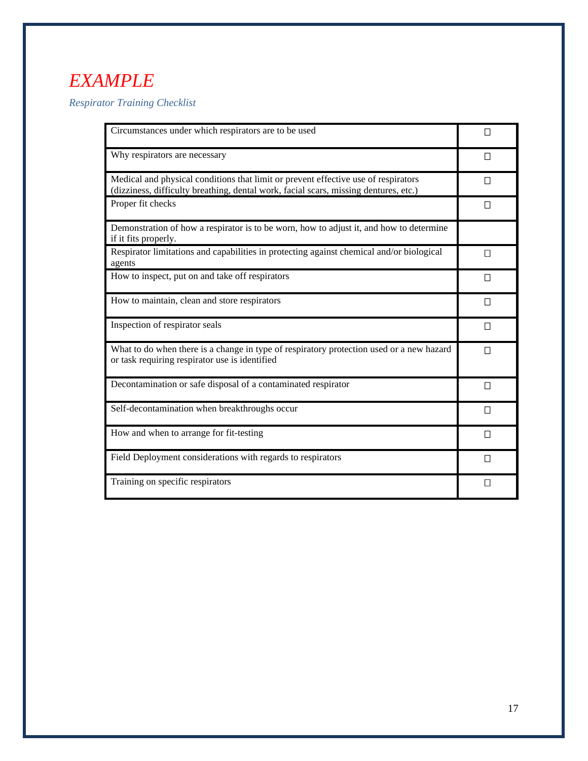# *EXAMPLE*

*Respiratory Training Checklist*

| | |
|---|---|
| Circumstances under which respirators are to be used | ☐ |
| Why respirators are necessary | ☐ |
| Medical and physical conditions that limit or prevent effective use of respirators (dizziness, difficulty breathing, dental work, facial scars, missing dentures, etc.) | ☐ |
| Proper fit checks | ☐ |
| Demonstration of how a respirator is to be worn, how to adjust it, and how to determine if it fits properly. | |
| Respirator limitations and capabilities in protecting against chemical and/or biological agents | ☐ |
| How to inspect, put on and take off respirators | ☐ |
| How to maintain, clean and store respirators | ☐ |
| Inspection of respirator seals | ☐ |
| What to do when there is a change in type of respiratory protection used or a new hazard or task requiring respirator use is identified | ☐ |
| Decontamination or safe disposal of a contaminated respirator | ☐ |
| Self-decontamination when breakthroughs occur | ☐ |
| How and when to arrange for fit-testing | ☐ |
| Field Deployment considerations with regards to respirators | ☐ |
| Training on specific respirators | ☐ |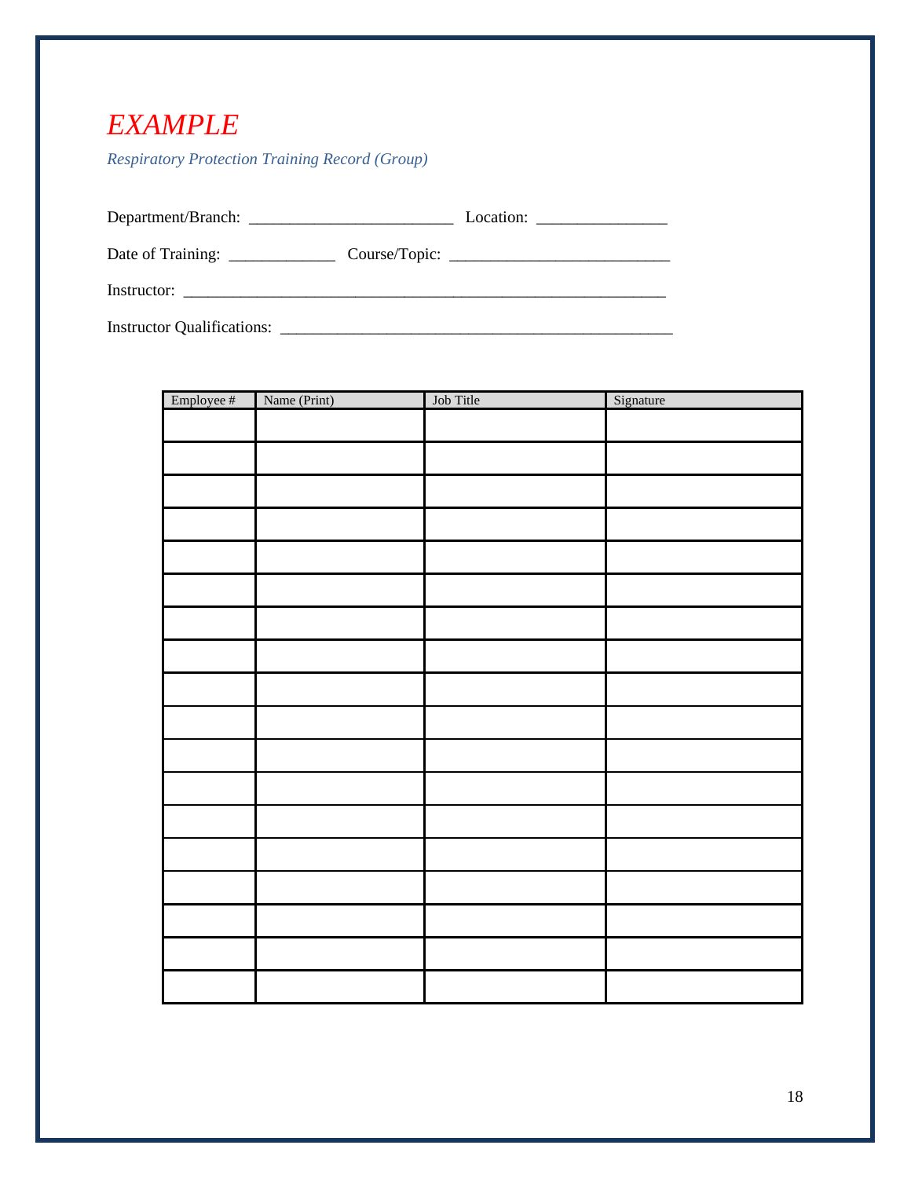# *EXAMPLE*

*Respiratory Protection Training Record (Group)*

Department/Branch: ________________________ Location: _______________

Date of Training: ____________ Course/Topic: __________________________

Instructor: ________________________________________________________

Instructor Qualifications: ______________________________________________

| Employee # | Name (Print) | Job Title | Signature |
|---|---|---|---|
| | | | |
| | | | |
| | | | |
| | | | |
| | | | |
| | | | |
| | | | |
| | | | |
| | | | |
| | | | |
| | | | |
| | | | |
| | | | |
| | | | |
| | | | |
| | | | |
| | | | |
| | | | |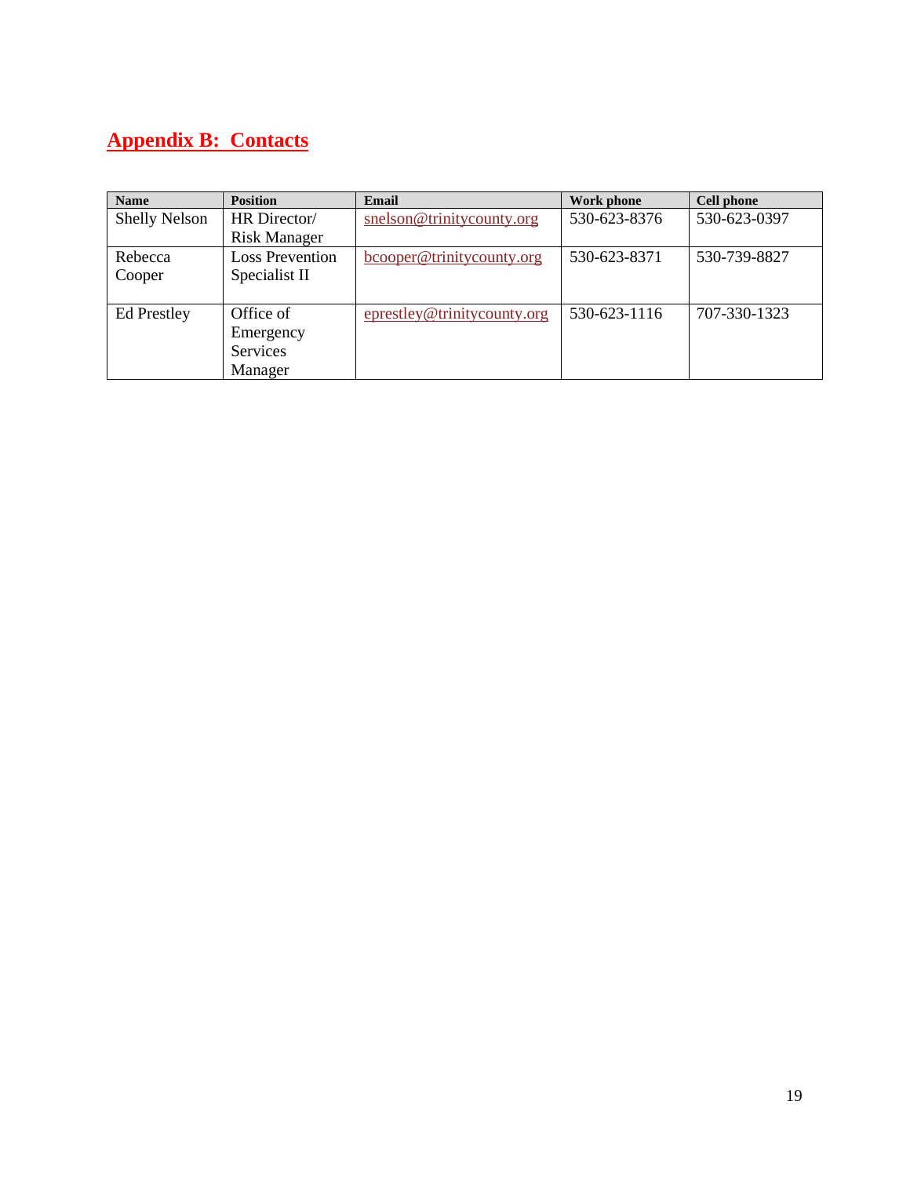# Appendix B: Contacts

| Name | Position | Email | Work phone | Cell phone |
|---|---|---|---|---|
| Shelly Nelson | HR Director/ Risk Manager | snelson@trinitycounty.org | 530-623-8376 | 530-623-0397 |
| Rebecca Cooper | Loss Prevention Specialist II | bcooper@trinitycounty.org | 530-623-8371 | 530-739-8827 |
| Ed Prestley | Office of Emergency Services Manager | eprestley@trinitycounty.org | 530-623-1116 | 707-330-1323 |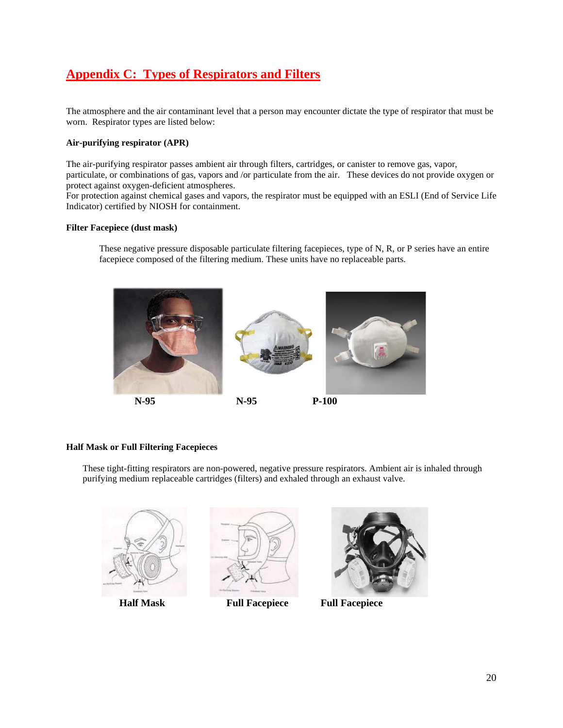## Appendix C: Types of Respirators and Filters

The atmosphere and the air contaminant level that a person may encounter dictate the type of respirator that must be worn. Respirator types are listed below:

**Air-purifying respirator (APR)**

The air-purifying respirator passes ambient air through filters, cartridges, or canister to remove gas, vapor, particulate, or combinations of gas, vapors and /or particulate from the air. These devices do not provide oxygen or protect against oxygen-deficient atmospheres.
For protection against chemical gases and vapors, the respirator must be equipped with an ESLI (End of Service Life Indicator) certified by NIOSH for containment.

**Filter Facepiece (dust mask)**

These negative pressure disposable particulate filtering facepieces, type of N, R, or P series have an entire facepiece composed of the filtering medium. These units have no replaceable parts.

**N-95** **N-95** **P-100**

**Half Mask or Full Filtering Facepieces**

These tight-fitting respirators are non-powered, negative pressure respirators. Ambient air is inhaled through purifying medium replaceable cartridges (filters) and exhaled through an exhaust valve.

**Half Mask** **Full Facepiece** **Full Facepiece**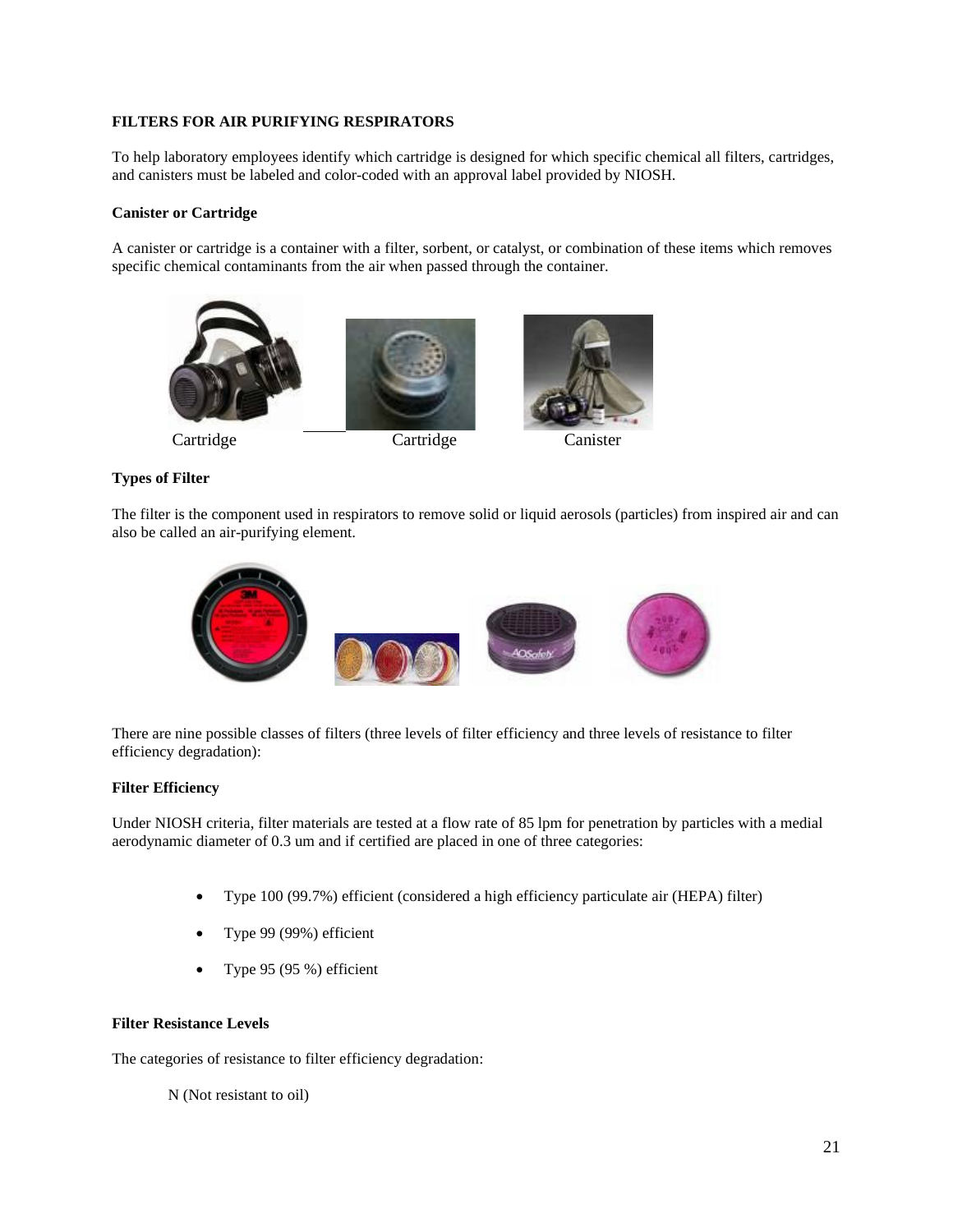**FILTERS FOR AIR PURIFYING RESPIRATORS**

To help laboratory employees identify which cartridge is designed for which specific chemical all filters, cartridges, and canisters must be labeled and color-coded with an approval label provided by NIOSH.

**Canister or Cartridge**

A canister or cartridge is a container with a filter, sorbent, or catalyst, or combination of these items which removes specific chemical contaminants from the air when passed through the container.

Cartridge Cartridge Canister

**Types of Filter**

The filter is the component used in respirators to remove solid or liquid aerosols (particles) from inspired air and can also be called an air-purifying element.

There are nine possible classes of filters (three levels of filter efficiency and three levels of resistance to filter efficiency degradation):

**Filter Efficiency**

Under NIOSH criteria, filter materials are tested at a flow rate of 85 lpm for penetration by particles with a medial aerodynamic diameter of 0.3 um and if certified are placed in one of three categories:

- Type 100 (99.7%) efficient (considered a high efficiency particulate air (HEPA) filter)
- Type 99 (99%) efficient
- Type 95 (95 %) efficient

**Filter Resistance Levels**

The categories of resistance to filter efficiency degradation:

N (Not resistant to oil)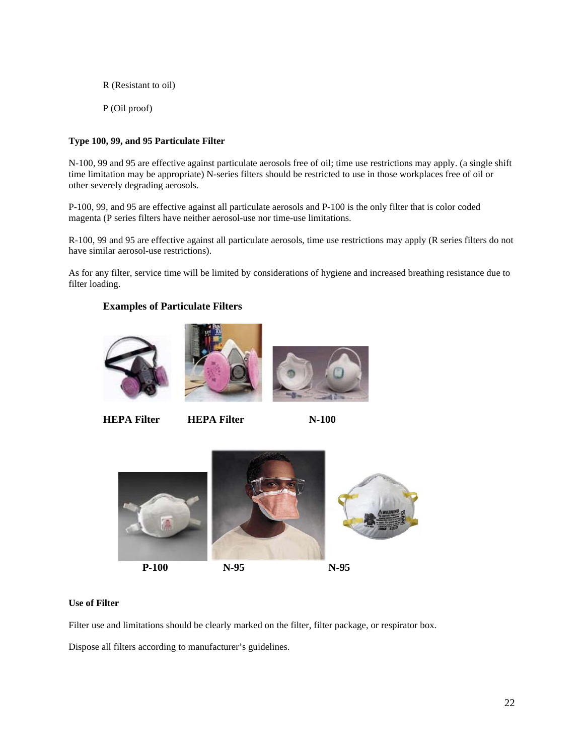R (Resistant to oil)

P (Oil proof)

**Type 100, 99, and 95 Particulate Filter**

N-100, 99 and 95 are effective against particulate aerosols free of oil; time use restrictions may apply. (a single shift time limitation may be appropriate) N-series filters should be restricted to use in those workplaces free of oil or other severely degrading aerosols.

P-100, 99, and 95 are effective against all particulate aerosols and P-100 is the only filter that is color coded magenta (P series filters have neither aerosol-use nor time-use limitations.

R-100, 99 and 95 are effective against all particulate aerosols, time use restrictions may apply (R series filters do not have similar aerosol-use restrictions).

As for any filter, service time will be limited by considerations of hygiene and increased breathing resistance due to filter loading.

**Examples of Particulate Filters**

**HEPA Filter** **HEPA Filter** **N-100**

**P-100** **N-95** **N-95**

**Use of Filter**

Filter use and limitations should be clearly marked on the filter, filter package, or respirator box.

Dispose all filters according to manufacturer's guidelines.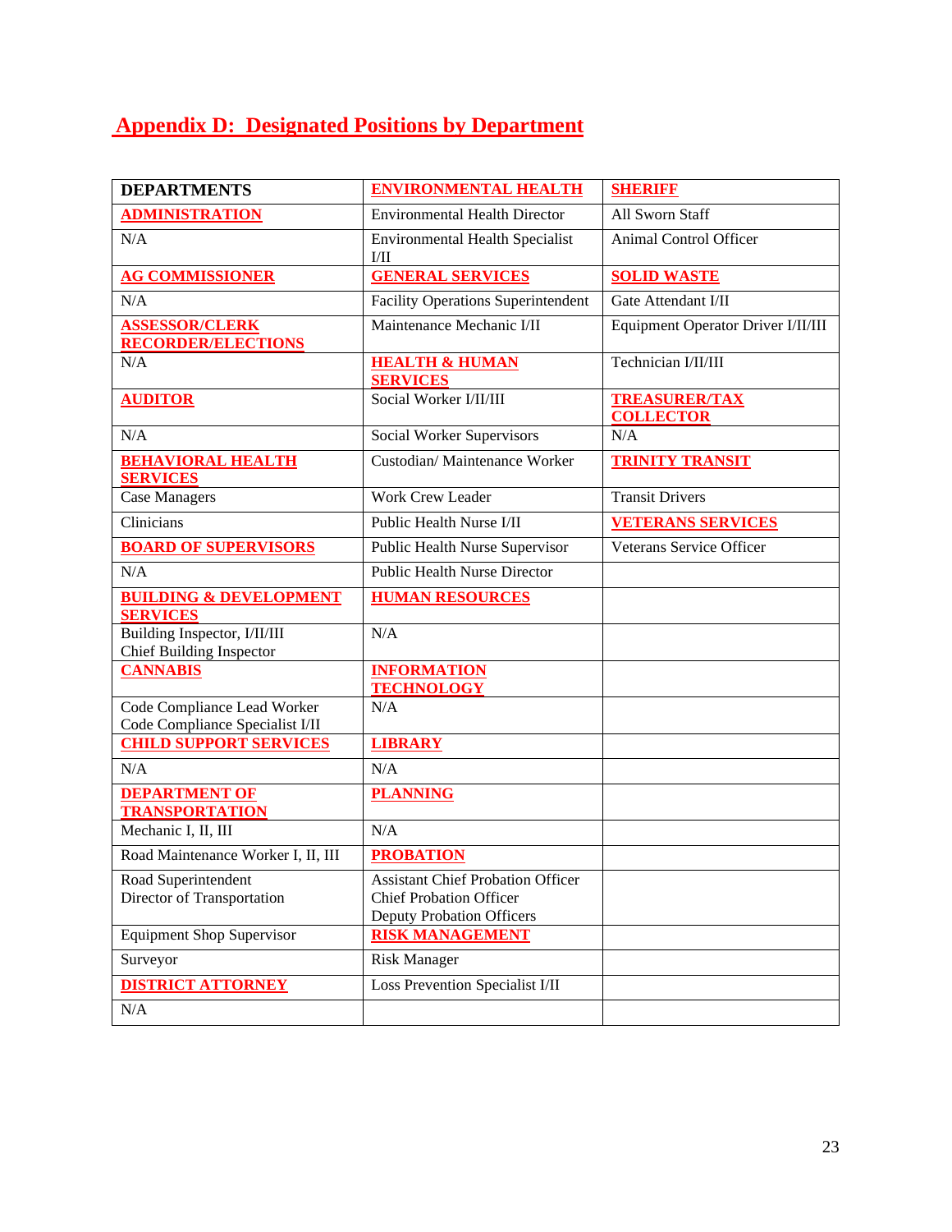## Appendix D: Designated Positions by Department

| DEPARTMENTS | ENVIRONMENTAL HEALTH | SHERIFF |
|---|---|---|
| **ADMINISTRATION** | Environmental Health Director | All Sworn Staff |
| N/A | Environmental Health Specialist I/II | Animal Control Officer |
| **AG COMMISSIONER** | **GENERAL SERVICES** | **SOLID WASTE** |
| N/A | Facility Operations Superintendent | Gate Attendant I/II |
| **ASSESSOR/CLERK RECORDER/ELECTIONS** | Maintenance Mechanic I/II | Equipment Operator Driver I/II/III |
| N/A | **HEALTH & HUMAN SERVICES** | Technician I/II/III |
| **AUDITOR** | Social Worker I/II/III | **TREASURER/TAX COLLECTOR** |
| N/A | Social Worker Supervisors | N/A |
| **BEHAVIORAL HEALTH SERVICES** | Custodian/ Maintenance Worker | **TRINITY TRANSIT** |
| Case Managers | Work Crew Leader | Transit Drivers |
| Clinicians | Public Health Nurse I/II | **VETERANS SERVICES** |
| **BOARD OF SUPERVISORS** | Public Health Nurse Supervisor | Veterans Service Officer |
| N/A | Public Health Nurse Director | |
| **BUILDING & DEVELOPMENT SERVICES** | **HUMAN RESOURCES** | |
| Building Inspector, I/II/III<br>Chief Building Inspector | N/A | |
| **CANNABIS** | **INFORMATION TECHNOLOGY** | |
| Code Compliance Lead Worker<br>Code Compliance Specialist I/II | N/A | |
| **CHILD SUPPORT SERVICES** | **LIBRARY** | |
| N/A | N/A | |
| **DEPARTMENT OF TRANSPORTATION** | **PLANNING** | |
| Mechanic I, II, III | N/A | |
| Road Maintenance Worker I, II, III | **PROBATION** | |
| Road Superintendent<br>Director of Transportation | Assistant Chief Probation Officer<br>Chief Probation Officer<br>Deputy Probation Officers | |
| Equipment Shop Supervisor | **RISK MANAGEMENT** | |
| Surveyor | Risk Manager | |
| **DISTRICT ATTORNEY** | Loss Prevention Specialist I/II | |
| N/A | | |